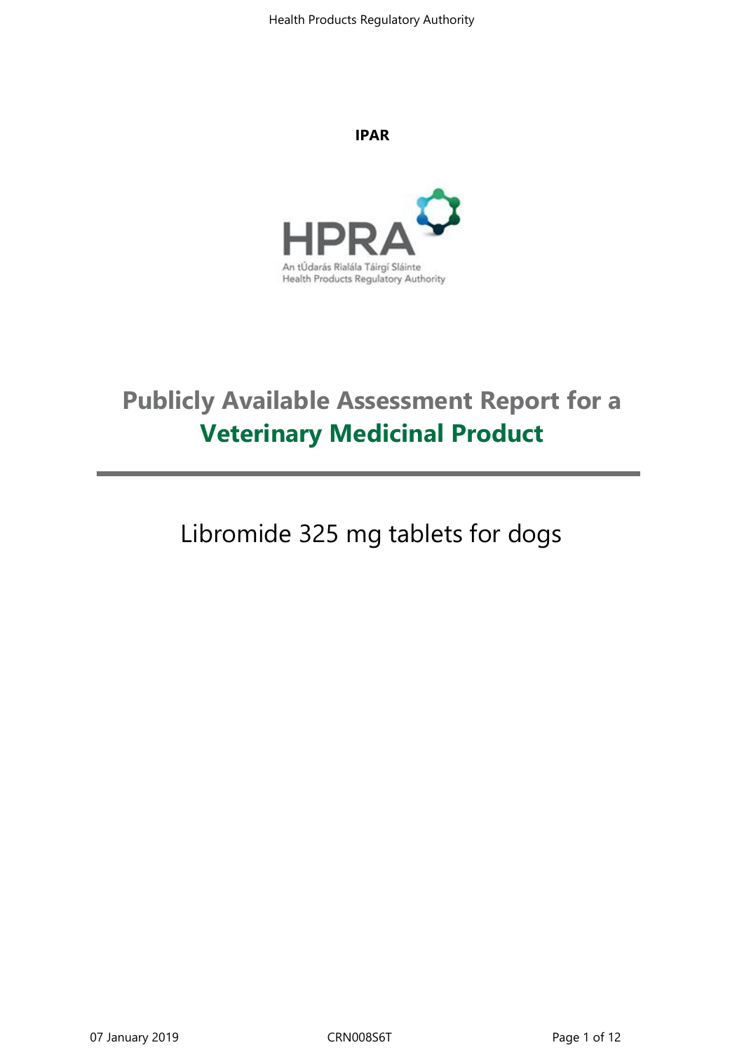**IPAR**

# Publicly Available Assessment Report for a Veterinary Medicinal Product

## Libromide 325 mg tablets for dogs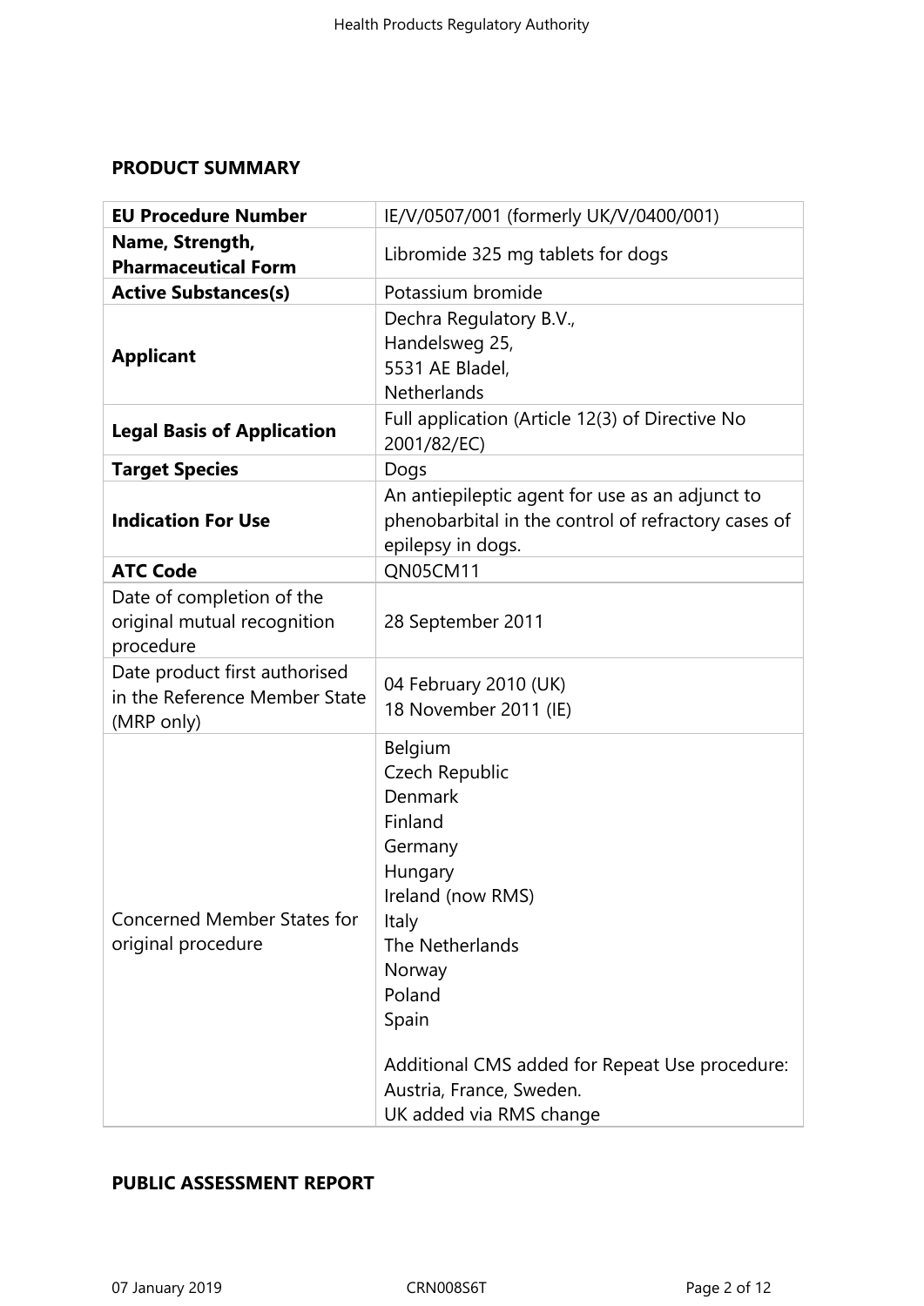## PRODUCT SUMMARY

| **EU Procedure Number** | IE/V/0507/001 (formerly UK/V/0400/001) |
|---|---|
| **Name, Strength, Pharmaceutical Form** | Libromide 325 mg tablets for dogs |
| **Active Substances(s)** | Potassium bromide |
| **Applicant** | Dechra Regulatory B.V.,<br>Handelsweg 25,<br>5531 AE Bladel,<br>Netherlands |
| **Legal Basis of Application** | Full application (Article 12(3) of Directive No 2001/82/EC) |
| **Target Species** | Dogs |
| **Indication For Use** | An antiepileptic agent for use as an adjunct to phenobarbital in the control of refractory cases of epilepsy in dogs. |
| **ATC Code** | QN05CM11 |
| Date of completion of the original mutual recognition procedure | 28 September 2011 |
| Date product first authorised in the Reference Member State (MRP only) | 04 February 2010 (UK)<br>18 November 2011 (IE) |
| Concerned Member States for original procedure | Belgium<br>Czech Republic<br>Denmark<br>Finland<br>Germany<br>Hungary<br>Ireland (now RMS)<br>Italy<br>The Netherlands<br>Norway<br>Poland<br>Spain<br><br>Additional CMS added for Repeat Use procedure: Austria, France, Sweden.<br>UK added via RMS change |

## PUBLIC ASSESSMENT REPORT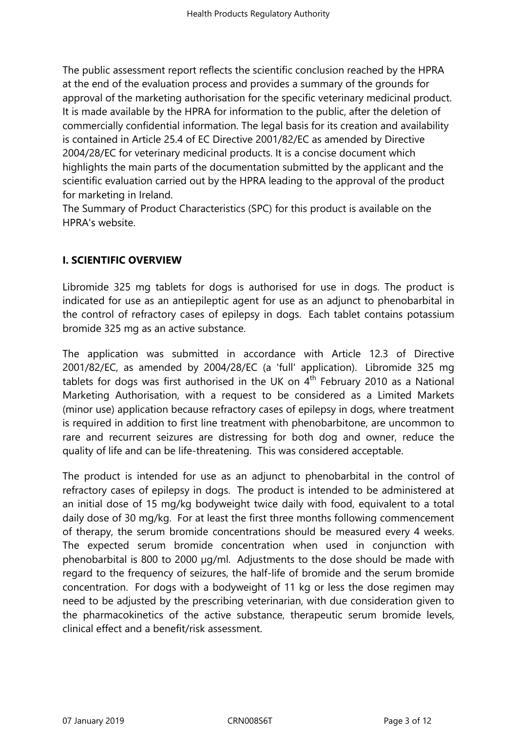The public assessment report reflects the scientific conclusion reached by the HPRA at the end of the evaluation process and provides a summary of the grounds for approval of the marketing authorisation for the specific veterinary medicinal product. It is made available by the HPRA for information to the public, after the deletion of commercially confidential information. The legal basis for its creation and availability is contained in Article 25.4 of EC Directive 2001/82/EC as amended by Directive 2004/28/EC for veterinary medicinal products. It is a concise document which highlights the main parts of the documentation submitted by the applicant and the scientific evaluation carried out by the HPRA leading to the approval of the product for marketing in Ireland.
The Summary of Product Characteristics (SPC) for this product is available on the HPRA's website.

## I. SCIENTIFIC OVERVIEW

Libromide 325 mg tablets for dogs is authorised for use in dogs. The product is indicated for use as an antiepileptic agent for use as an adjunct to phenobarbital in the control of refractory cases of epilepsy in dogs. Each tablet contains potassium bromide 325 mg as an active substance.

The application was submitted in accordance with Article 12.3 of Directive 2001/82/EC, as amended by 2004/28/EC (a 'full' application). Libromide 325 mg tablets for dogs was first authorised in the UK on 4th February 2010 as a National Marketing Authorisation, with a request to be considered as a Limited Markets (minor use) application because refractory cases of epilepsy in dogs, where treatment is required in addition to first line treatment with phenobarbitone, are uncommon to rare and recurrent seizures are distressing for both dog and owner, reduce the quality of life and can be life-threatening. This was considered acceptable.

The product is intended for use as an adjunct to phenobarbital in the control of refractory cases of epilepsy in dogs. The product is intended to be administered at an initial dose of 15 mg/kg bodyweight twice daily with food, equivalent to a total daily dose of 30 mg/kg. For at least the first three months following commencement of therapy, the serum bromide concentrations should be measured every 4 weeks. The expected serum bromide concentration when used in conjunction with phenobarbital is 800 to 2000 µg/ml. Adjustments to the dose should be made with regard to the frequency of seizures, the half-life of bromide and the serum bromide concentration. For dogs with a bodyweight of 11 kg or less the dose regimen may need to be adjusted by the prescribing veterinarian, with due consideration given to the pharmacokinetics of the active substance, therapeutic serum bromide levels, clinical effect and a benefit/risk assessment.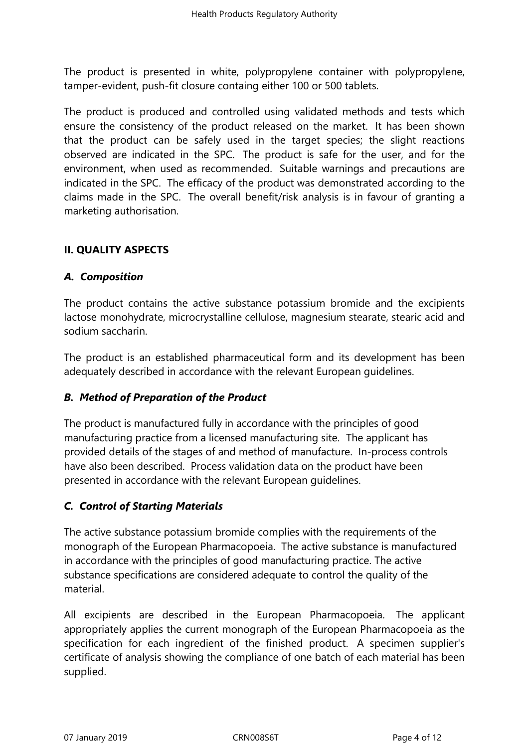The product is presented in white, polypropylene container with polypropylene, tamper-evident, push-fit closure containg either 100 or 500 tablets.

The product is produced and controlled using validated methods and tests which ensure the consistency of the product released on the market. It has been shown that the product can be safely used in the target species; the slight reactions observed are indicated in the SPC. The product is safe for the user, and for the environment, when used as recommended. Suitable warnings and precautions are indicated in the SPC. The efficacy of the product was demonstrated according to the claims made in the SPC. The overall benefit/risk analysis is in favour of granting a marketing authorisation.

## II. QUALITY ASPECTS

### *A. Composition*

The product contains the active substance potassium bromide and the excipients lactose monohydrate, microcrystalline cellulose, magnesium stearate, stearic acid and sodium saccharin.

The product is an established pharmaceutical form and its development has been adequately described in accordance with the relevant European guidelines.

### *B. Method of Preparation of the Product*

The product is manufactured fully in accordance with the principles of good manufacturing practice from a licensed manufacturing site. The applicant has provided details of the stages of and method of manufacture. In-process controls have also been described. Process validation data on the product have been presented in accordance with the relevant European guidelines.

### *C. Control of Starting Materials*

The active substance potassium bromide complies with the requirements of the monograph of the European Pharmacopoeia. The active substance is manufactured in accordance with the principles of good manufacturing practice. The active substance specifications are considered adequate to control the quality of the material.

All excipients are described in the European Pharmacopoeia. The applicant appropriately applies the current monograph of the European Pharmacopoeia as the specification for each ingredient of the finished product. A specimen supplier's certificate of analysis showing the compliance of one batch of each material has been supplied.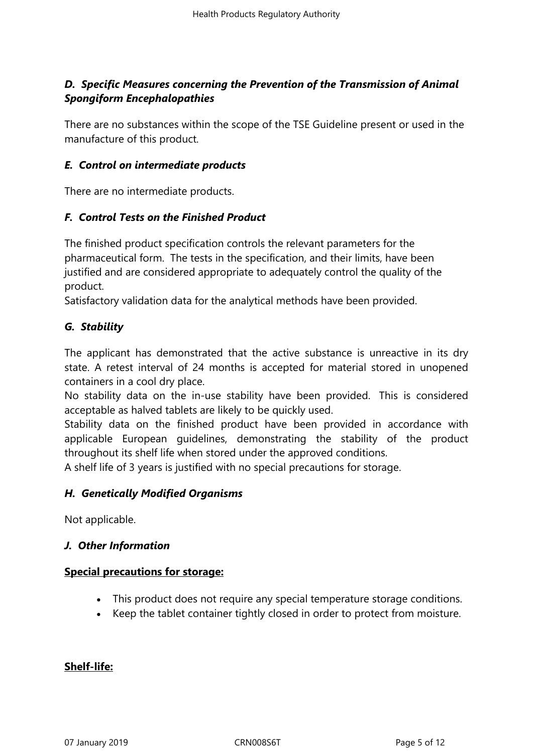### *D. Specific Measures concerning the Prevention of the Transmission of Animal Spongiform Encephalopathies*

There are no substances within the scope of the TSE Guideline present or used in the manufacture of this product.

### *E. Control on intermediate products*

There are no intermediate products.

### *F. Control Tests on the Finished Product*

The finished product specification controls the relevant parameters for the pharmaceutical form. The tests in the specification, and their limits, have been justified and are considered appropriate to adequately control the quality of the product.
Satisfactory validation data for the analytical methods have been provided.

### *G. Stability*

The applicant has demonstrated that the active substance is unreactive in its dry state. A retest interval of 24 months is accepted for material stored in unopened containers in a cool dry place.
No stability data on the in-use stability have been provided. This is considered acceptable as halved tablets are likely to be quickly used.
Stability data on the finished product have been provided in accordance with applicable European guidelines, demonstrating the stability of the product throughout its shelf life when stored under the approved conditions.
A shelf life of 3 years is justified with no special precautions for storage.

### *H. Genetically Modified Organisms*

Not applicable.

### *J. Other Information*

**Special precautions for storage:**

- This product does not require any special temperature storage conditions.
- Keep the tablet container tightly closed in order to protect from moisture.

**Shelf-life:**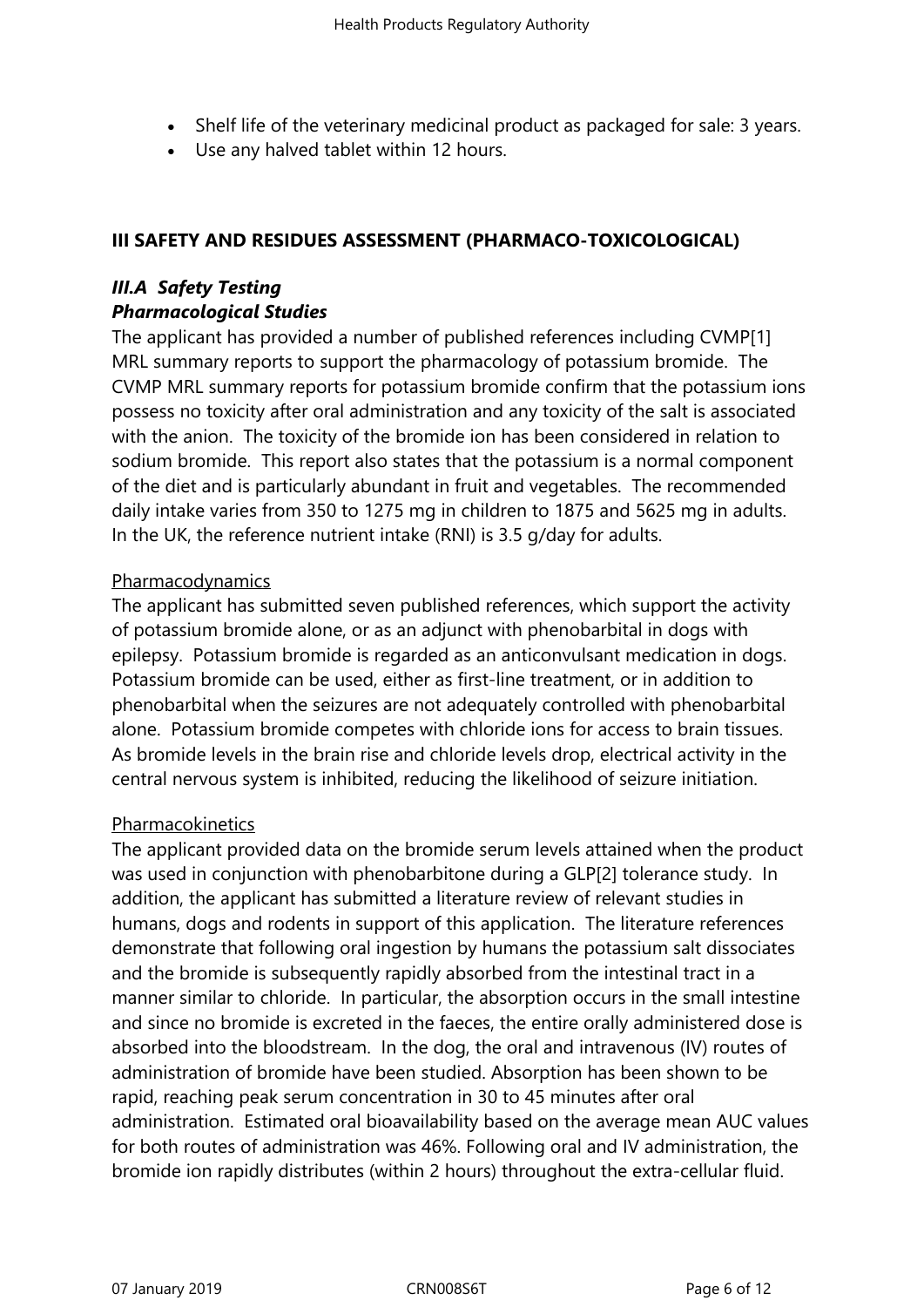- Shelf life of the veterinary medicinal product as packaged for sale: 3 years.
- Use any halved tablet within 12 hours.

## III SAFETY AND RESIDUES ASSESSMENT (PHARMACO-TOXICOLOGICAL)

### *III.A Safety Testing*

### *Pharmacological Studies*

The applicant has provided a number of published references including CVMP[1] MRL summary reports to support the pharmacology of potassium bromide. The CVMP MRL summary reports for potassium bromide confirm that the potassium ions possess no toxicity after oral administration and any toxicity of the salt is associated with the anion. The toxicity of the bromide ion has been considered in relation to sodium bromide. This report also states that the potassium is a normal component of the diet and is particularly abundant in fruit and vegetables. The recommended daily intake varies from 350 to 1275 mg in children to 1875 and 5625 mg in adults. In the UK, the reference nutrient intake (RNI) is 3.5 g/day for adults.

Pharmacodynamics

The applicant has submitted seven published references, which support the activity of potassium bromide alone, or as an adjunct with phenobarbital in dogs with epilepsy. Potassium bromide is regarded as an anticonvulsant medication in dogs. Potassium bromide can be used, either as first-line treatment, or in addition to phenobarbital when the seizures are not adequately controlled with phenobarbital alone. Potassium bromide competes with chloride ions for access to brain tissues. As bromide levels in the brain rise and chloride levels drop, electrical activity in the central nervous system is inhibited, reducing the likelihood of seizure initiation.

Pharmacokinetics

The applicant provided data on the bromide serum levels attained when the product was used in conjunction with phenobarbitone during a GLP[2] tolerance study. In addition, the applicant has submitted a literature review of relevant studies in humans, dogs and rodents in support of this application. The literature references demonstrate that following oral ingestion by humans the potassium salt dissociates and the bromide is subsequently rapidly absorbed from the intestinal tract in a manner similar to chloride. In particular, the absorption occurs in the small intestine and since no bromide is excreted in the faeces, the entire orally administered dose is absorbed into the bloodstream. In the dog, the oral and intravenous (IV) routes of administration of bromide have been studied. Absorption has been shown to be rapid, reaching peak serum concentration in 30 to 45 minutes after oral administration. Estimated oral bioavailability based on the average mean AUC values for both routes of administration was 46%. Following oral and IV administration, the bromide ion rapidly distributes (within 2 hours) throughout the extra-cellular fluid.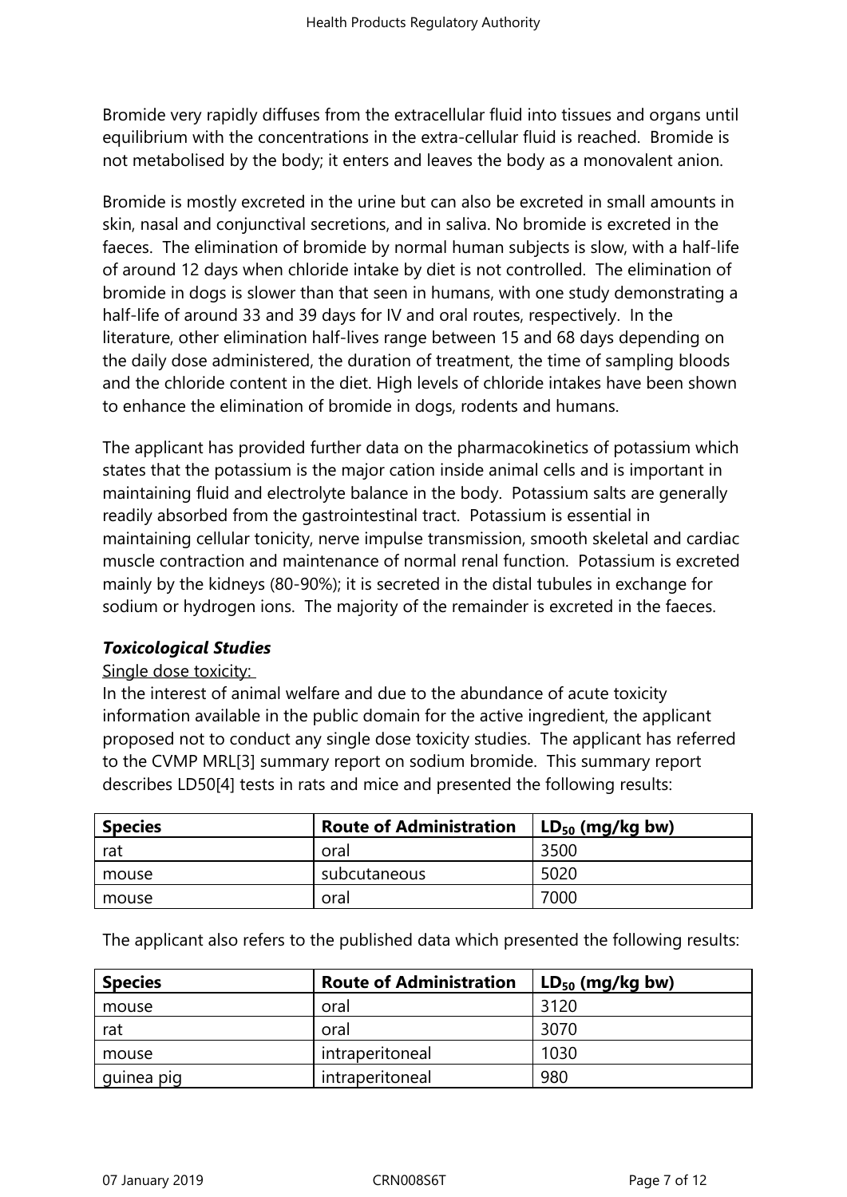Bromide very rapidly diffuses from the extracellular fluid into tissues and organs until equilibrium with the concentrations in the extra-cellular fluid is reached. Bromide is not metabolised by the body; it enters and leaves the body as a monovalent anion.

Bromide is mostly excreted in the urine but can also be excreted in small amounts in skin, nasal and conjunctival secretions, and in saliva. No bromide is excreted in the faeces. The elimination of bromide by normal human subjects is slow, with a half-life of around 12 days when chloride intake by diet is not controlled. The elimination of bromide in dogs is slower than that seen in humans, with one study demonstrating a half-life of around 33 and 39 days for IV and oral routes, respectively. In the literature, other elimination half-lives range between 15 and 68 days depending on the daily dose administered, the duration of treatment, the time of sampling bloods and the chloride content in the diet. High levels of chloride intakes have been shown to enhance the elimination of bromide in dogs, rodents and humans.

The applicant has provided further data on the pharmacokinetics of potassium which states that the potassium is the major cation inside animal cells and is important in maintaining fluid and electrolyte balance in the body. Potassium salts are generally readily absorbed from the gastrointestinal tract. Potassium is essential in maintaining cellular tonicity, nerve impulse transmission, smooth skeletal and cardiac muscle contraction and maintenance of normal renal function. Potassium is excreted mainly by the kidneys (80-90%); it is secreted in the distal tubules in exchange for sodium or hydrogen ions. The majority of the remainder is excreted in the faeces.

***Toxicological Studies***

Single dose toxicity:

In the interest of animal welfare and due to the abundance of acute toxicity information available in the public domain for the active ingredient, the applicant proposed not to conduct any single dose toxicity studies. The applicant has referred to the CVMP MRL[3] summary report on sodium bromide. This summary report describes LD50[4] tests in rats and mice and presented the following results:

| Species | Route of Administration | $LD_{50}$ (mg/kg bw) |
|---|---|---|
| rat | oral | 3500 |
| mouse | subcutaneous | 5020 |
| mouse | oral | 7000 |

The applicant also refers to the published data which presented the following results:

| Species | Route of Administration | $LD_{50}$ (mg/kg bw) |
|---|---|---|
| mouse | oral | 3120 |
| rat | oral | 3070 |
| mouse | intraperitoneal | 1030 |
| guinea pig | intraperitoneal | 980 |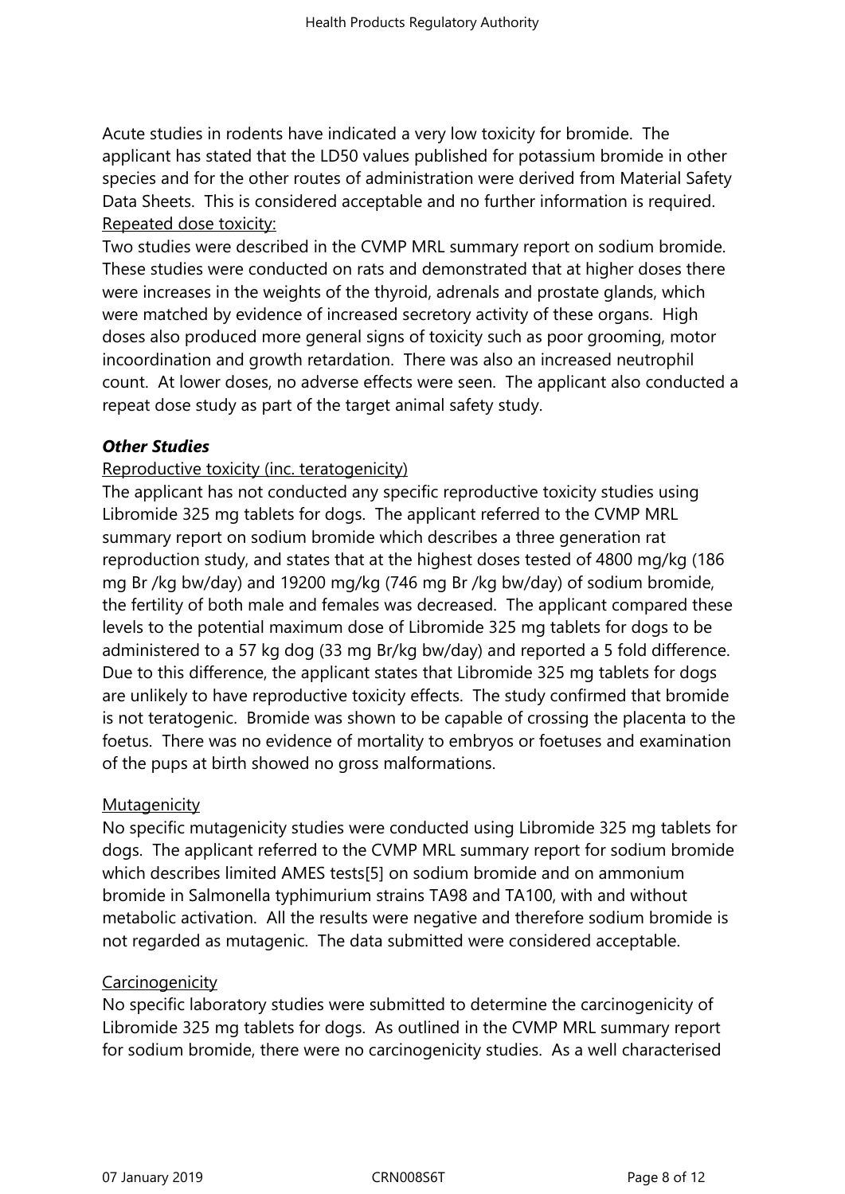Acute studies in rodents have indicated a very low toxicity for bromide. The applicant has stated that the LD50 values published for potassium bromide in other species and for the other routes of administration were derived from Material Safety Data Sheets. This is considered acceptable and no further information is required.

Repeated dose toxicity:

Two studies were described in the CVMP MRL summary report on sodium bromide. These studies were conducted on rats and demonstrated that at higher doses there were increases in the weights of the thyroid, adrenals and prostate glands, which were matched by evidence of increased secretory activity of these organs. High doses also produced more general signs of toxicity such as poor grooming, motor incoordination and growth retardation. There was also an increased neutrophil count. At lower doses, no adverse effects were seen. The applicant also conducted a repeat dose study as part of the target animal safety study.

***Other Studies***

Reproductive toxicity (inc. teratogenicity)

The applicant has not conducted any specific reproductive toxicity studies using Libromide 325 mg tablets for dogs. The applicant referred to the CVMP MRL summary report on sodium bromide which describes a three generation rat reproduction study, and states that at the highest doses tested of 4800 mg/kg (186 mg Br /kg bw/day) and 19200 mg/kg (746 mg Br /kg bw/day) of sodium bromide, the fertility of both male and females was decreased. The applicant compared these levels to the potential maximum dose of Libromide 325 mg tablets for dogs to be administered to a 57 kg dog (33 mg Br/kg bw/day) and reported a 5 fold difference. Due to this difference, the applicant states that Libromide 325 mg tablets for dogs are unlikely to have reproductive toxicity effects. The study confirmed that bromide is not teratogenic. Bromide was shown to be capable of crossing the placenta to the foetus. There was no evidence of mortality to embryos or foetuses and examination of the pups at birth showed no gross malformations.

Mutagenicity

No specific mutagenicity studies were conducted using Libromide 325 mg tablets for dogs. The applicant referred to the CVMP MRL summary report for sodium bromide which describes limited AMES tests[5] on sodium bromide and on ammonium bromide in Salmonella typhimurium strains TA98 and TA100, with and without metabolic activation. All the results were negative and therefore sodium bromide is not regarded as mutagenic. The data submitted were considered acceptable.

Carcinogenicity

No specific laboratory studies were submitted to determine the carcinogenicity of Libromide 325 mg tablets for dogs. As outlined in the CVMP MRL summary report for sodium bromide, there were no carcinogenicity studies. As a well characterised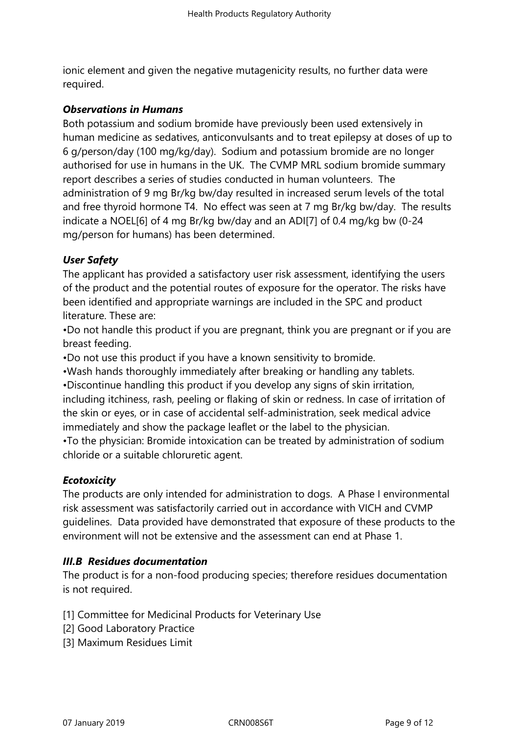ionic element and given the negative mutagenicity results, no further data were required.

***Observations in Humans***

Both potassium and sodium bromide have previously been used extensively in human medicine as sedatives, anticonvulsants and to treat epilepsy at doses of up to 6 g/person/day (100 mg/kg/day). Sodium and potassium bromide are no longer authorised for use in humans in the UK. The CVMP MRL sodium bromide summary report describes a series of studies conducted in human volunteers. The administration of 9 mg Br/kg bw/day resulted in increased serum levels of the total and free thyroid hormone T4. No effect was seen at 7 mg Br/kg bw/day. The results indicate a NOEL[6] of 4 mg Br/kg bw/day and an ADI[7] of 0.4 mg/kg bw (0-24 mg/person for humans) has been determined.

***User Safety***

The applicant has provided a satisfactory user risk assessment, identifying the users of the product and the potential routes of exposure for the operator. The risks have been identified and appropriate warnings are included in the SPC and product literature. These are:

- Do not handle this product if you are pregnant, think you are pregnant or if you are breast feeding.
- Do not use this product if you have a known sensitivity to bromide.
- Wash hands thoroughly immediately after breaking or handling any tablets.
- Discontinue handling this product if you develop any signs of skin irritation, including itchiness, rash, peeling or flaking of skin or redness. In case of irritation of the skin or eyes, or in case of accidental self-administration, seek medical advice immediately and show the package leaflet or the label to the physician.
- To the physician: Bromide intoxication can be treated by administration of sodium chloride or a suitable chloruretic agent.

***Ecotoxicity***

The products are only intended for administration to dogs. A Phase I environmental risk assessment was satisfactorily carried out in accordance with VICH and CVMP guidelines. Data provided have demonstrated that exposure of these products to the environment will not be extensive and the assessment can end at Phase 1.

***III.B Residues documentation***

The product is for a non-food producing species; therefore residues documentation is not required.

[1] Committee for Medicinal Products for Veterinary Use
[2] Good Laboratory Practice
[3] Maximum Residues Limit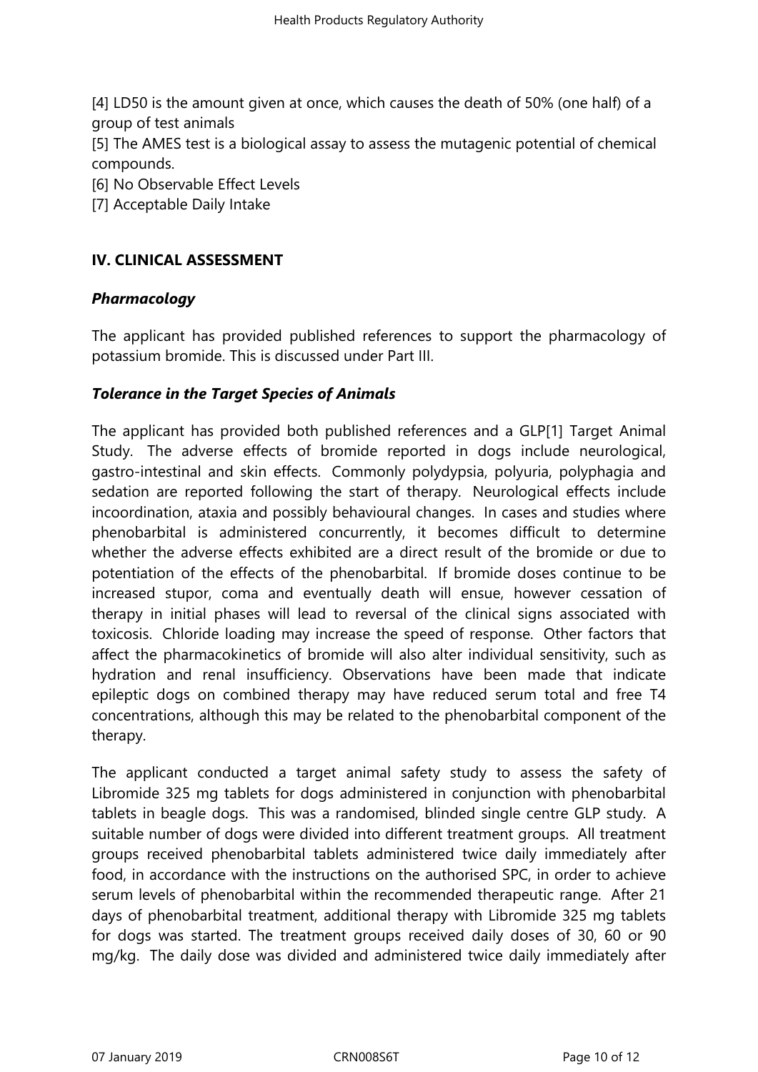[4] LD50 is the amount given at once, which causes the death of 50% (one half) of a group of test animals

[5] The AMES test is a biological assay to assess the mutagenic potential of chemical compounds.

[6] No Observable Effect Levels

[7] Acceptable Daily Intake

## IV. CLINICAL ASSESSMENT

### *Pharmacology*

The applicant has provided published references to support the pharmacology of potassium bromide. This is discussed under Part III.

### *Tolerance in the Target Species of Animals*

The applicant has provided both published references and a GLP[1] Target Animal Study. The adverse effects of bromide reported in dogs include neurological, gastro-intestinal and skin effects. Commonly polydypsia, polyuria, polyphagia and sedation are reported following the start of therapy. Neurological effects include incoordination, ataxia and possibly behavioural changes. In cases and studies where phenobarbital is administered concurrently, it becomes difficult to determine whether the adverse effects exhibited are a direct result of the bromide or due to potentiation of the effects of the phenobarbital. If bromide doses continue to be increased stupor, coma and eventually death will ensue, however cessation of therapy in initial phases will lead to reversal of the clinical signs associated with toxicosis. Chloride loading may increase the speed of response. Other factors that affect the pharmacokinetics of bromide will also alter individual sensitivity, such as hydration and renal insufficiency. Observations have been made that indicate epileptic dogs on combined therapy may have reduced serum total and free T4 concentrations, although this may be related to the phenobarbital component of the therapy.

The applicant conducted a target animal safety study to assess the safety of Libromide 325 mg tablets for dogs administered in conjunction with phenobarbital tablets in beagle dogs. This was a randomised, blinded single centre GLP study. A suitable number of dogs were divided into different treatment groups. All treatment groups received phenobarbital tablets administered twice daily immediately after food, in accordance with the instructions on the authorised SPC, in order to achieve serum levels of phenobarbital within the recommended therapeutic range. After 21 days of phenobarbital treatment, additional therapy with Libromide 325 mg tablets for dogs was started. The treatment groups received daily doses of 30, 60 or 90 mg/kg. The daily dose was divided and administered twice daily immediately after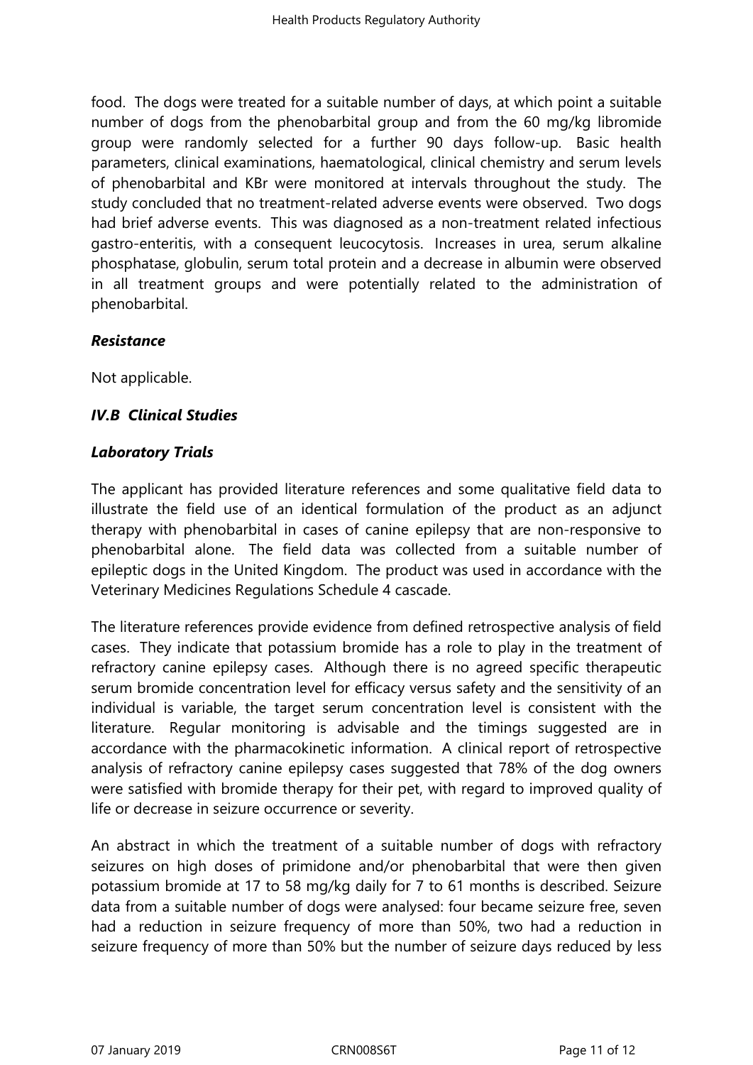food. The dogs were treated for a suitable number of days, at which point a suitable number of dogs from the phenobarbital group and from the 60 mg/kg libromide group were randomly selected for a further 90 days follow-up. Basic health parameters, clinical examinations, haematological, clinical chemistry and serum levels of phenobarbital and KBr were monitored at intervals throughout the study. The study concluded that no treatment-related adverse events were observed. Two dogs had brief adverse events. This was diagnosed as a non-treatment related infectious gastro-enteritis, with a consequent leucocytosis. Increases in urea, serum alkaline phosphatase, globulin, serum total protein and a decrease in albumin were observed in all treatment groups and were potentially related to the administration of phenobarbital.

***Resistance***

Not applicable.

***IV.B Clinical Studies***

***Laboratory Trials***

The applicant has provided literature references and some qualitative field data to illustrate the field use of an identical formulation of the product as an adjunct therapy with phenobarbital in cases of canine epilepsy that are non-responsive to phenobarbital alone. The field data was collected from a suitable number of epileptic dogs in the United Kingdom. The product was used in accordance with the Veterinary Medicines Regulations Schedule 4 cascade.

The literature references provide evidence from defined retrospective analysis of field cases. They indicate that potassium bromide has a role to play in the treatment of refractory canine epilepsy cases. Although there is no agreed specific therapeutic serum bromide concentration level for efficacy versus safety and the sensitivity of an individual is variable, the target serum concentration level is consistent with the literature. Regular monitoring is advisable and the timings suggested are in accordance with the pharmacokinetic information. A clinical report of retrospective analysis of refractory canine epilepsy cases suggested that 78% of the dog owners were satisfied with bromide therapy for their pet, with regard to improved quality of life or decrease in seizure occurrence or severity.

An abstract in which the treatment of a suitable number of dogs with refractory seizures on high doses of primidone and/or phenobarbital that were then given potassium bromide at 17 to 58 mg/kg daily for 7 to 61 months is described. Seizure data from a suitable number of dogs were analysed: four became seizure free, seven had a reduction in seizure frequency of more than 50%, two had a reduction in seizure frequency of more than 50% but the number of seizure days reduced by less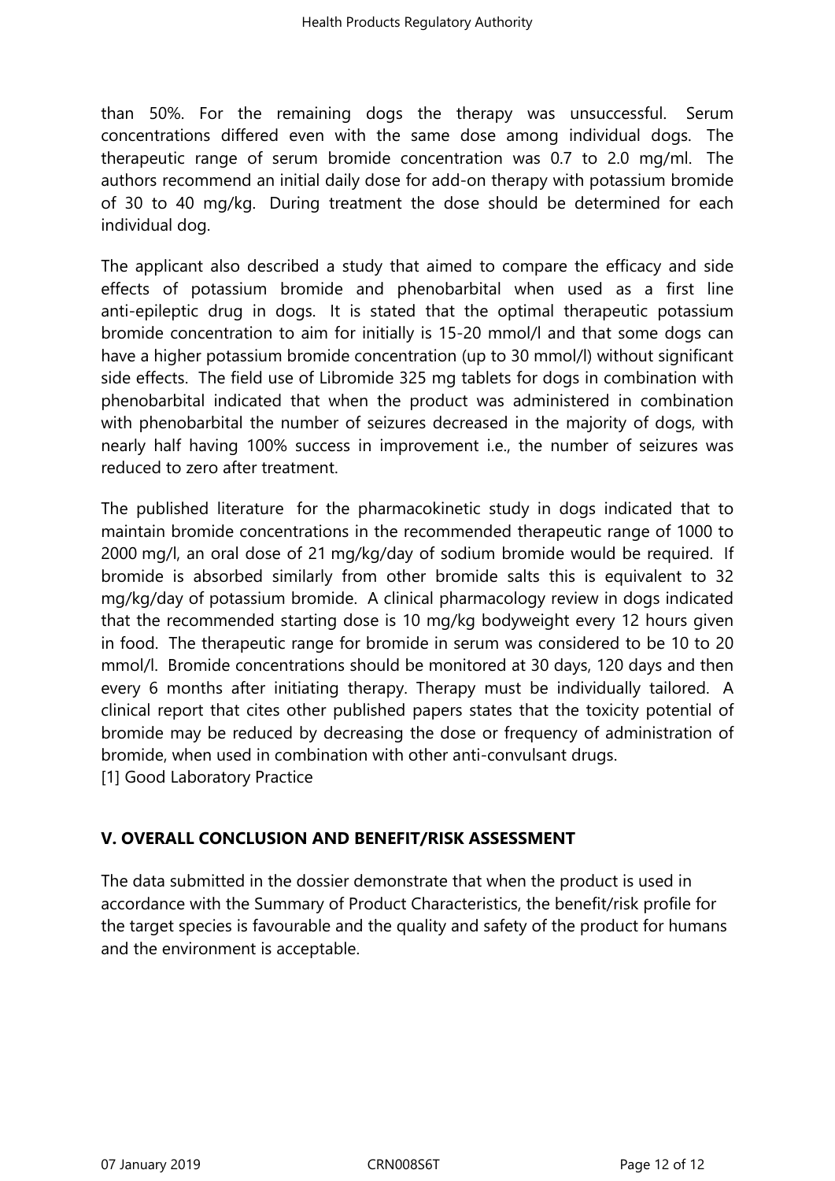than 50%. For the remaining dogs the therapy was unsuccessful. Serum concentrations differed even with the same dose among individual dogs. The therapeutic range of serum bromide concentration was 0.7 to 2.0 mg/ml. The authors recommend an initial daily dose for add-on therapy with potassium bromide of 30 to 40 mg/kg. During treatment the dose should be determined for each individual dog.

The applicant also described a study that aimed to compare the efficacy and side effects of potassium bromide and phenobarbital when used as a first line anti-epileptic drug in dogs. It is stated that the optimal therapeutic potassium bromide concentration to aim for initially is 15-20 mmol/l and that some dogs can have a higher potassium bromide concentration (up to 30 mmol/l) without significant side effects. The field use of Libromide 325 mg tablets for dogs in combination with phenobarbital indicated that when the product was administered in combination with phenobarbital the number of seizures decreased in the majority of dogs, with nearly half having 100% success in improvement i.e., the number of seizures was reduced to zero after treatment.

The published literature for the pharmacokinetic study in dogs indicated that to maintain bromide concentrations in the recommended therapeutic range of 1000 to 2000 mg/l, an oral dose of 21 mg/kg/day of sodium bromide would be required. If bromide is absorbed similarly from other bromide salts this is equivalent to 32 mg/kg/day of potassium bromide. A clinical pharmacology review in dogs indicated that the recommended starting dose is 10 mg/kg bodyweight every 12 hours given in food. The therapeutic range for bromide in serum was considered to be 10 to 20 mmol/l. Bromide concentrations should be monitored at 30 days, 120 days and then every 6 months after initiating therapy. Therapy must be individually tailored. A clinical report that cites other published papers states that the toxicity potential of bromide may be reduced by decreasing the dose or frequency of administration of bromide, when used in combination with other anti-convulsant drugs.

[1] Good Laboratory Practice

## V. OVERALL CONCLUSION AND BENEFIT/RISK ASSESSMENT

The data submitted in the dossier demonstrate that when the product is used in accordance with the Summary of Product Characteristics, the benefit/risk profile for the target species is favourable and the quality and safety of the product for humans and the environment is acceptable.